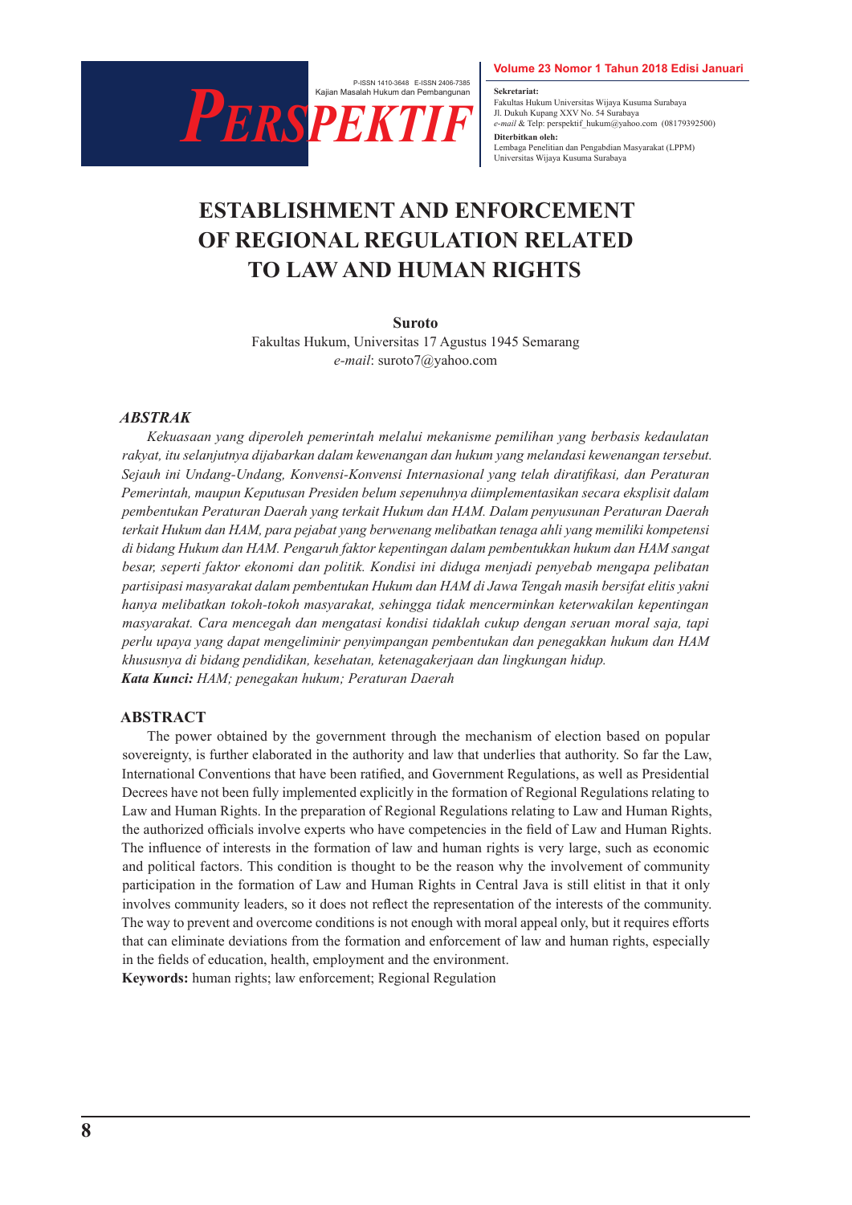# ESTABLISHMENT AND ENFORCEMENT OF REGIONAL REGULATION RELATED TO LAW AND HUMAN RIGHTS

**Suroto**

Fakultas Hukum, Universitas 17 Agustus 1945 Semarang

*e-mail*: suroto7@yahoo.com

### *ABSTRAK*

*Kekuasaan yang diperoleh pemerintah melalui mekanisme pemilihan yang berbasis kedaulatan rakyat, itu selanjutnya dijabarkan dalam kewenangan dan hukum yang melandasi kewenangan tersebut. Sejauh ini Undang-Undang, Konvensi-Konvensi Internasional yang telah diratifikasi, dan Peraturan Pemerintah, maupun Keputusan Presiden belum sepenuhnya diimplementasikan secara eksplisit dalam pembentukan Peraturan Daerah yang terkait Hukum dan HAM. Dalam penyusunan Peraturan Daerah terkait Hukum dan HAM, para pejabat yang berwenang melibatkan tenaga ahli yang memiliki kompetensi di bidang Hukum dan HAM. Pengaruh faktor kepentingan dalam pembentukkan hukum dan HAM sangat besar, seperti faktor ekonomi dan politik. Kondisi ini diduga menjadi penyebab mengapa pelibatan partisipasi masyarakat dalam pembentukan Hukum dan HAM di Jawa Tengah masih bersifat elitis yakni hanya melibatkan tokoh-tokoh masyarakat, sehingga tidak mencerminkan keterwakilan kepentingan masyarakat. Cara mencegah dan mengatasi kondisi tidaklah cukup dengan seruan moral saja, tapi perlu upaya yang dapat mengeliminir penyimpangan pembentukan dan penegakkan hukum dan HAM khususnya di bidang pendidikan, kesehatan, ketenagakerjaan dan lingkungan hidup.*

***Kata Kunci:*** *HAM; penegakan hukum; Peraturan Daerah*

### ABSTRACT

The power obtained by the government through the mechanism of election based on popular sovereignty, is further elaborated in the authority and law that underlies that authority. So far the Law, International Conventions that have been ratified, and Government Regulations, as well as Presidential Decrees have not been fully implemented explicitly in the formation of Regional Regulations relating to Law and Human Rights. In the preparation of Regional Regulations relating to Law and Human Rights, the authorized officials involve experts who have competencies in the field of Law and Human Rights. The influence of interests in the formation of law and human rights is very large, such as economic and political factors. This condition is thought to be the reason why the involvement of community participation in the formation of Law and Human Rights in Central Java is still elitist in that it only involves community leaders, so it does not reflect the representation of the interests of the community. The way to prevent and overcome conditions is not enough with moral appeal only, but it requires efforts that can eliminate deviations from the formation and enforcement of law and human rights, especially in the fields of education, health, employment and the environment.

**Keywords:** human rights; law enforcement; Regional Regulation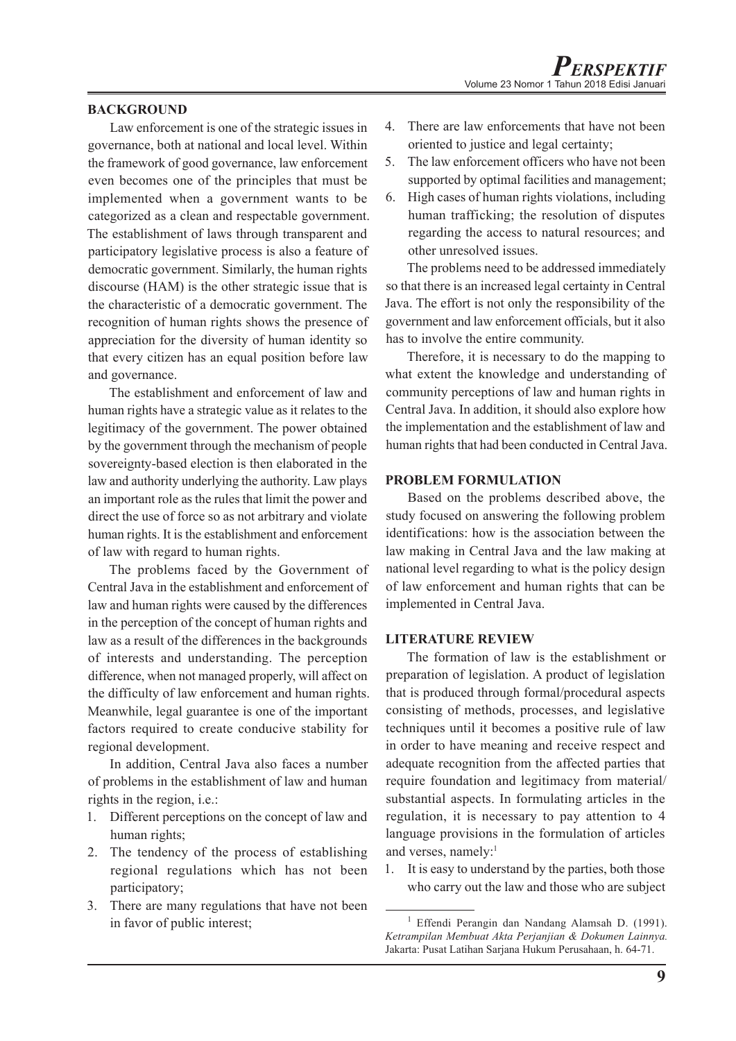## BACKGROUND

Law enforcement is one of the strategic issues in governance, both at national and local level. Within the framework of good governance, law enforcement even becomes one of the principles that must be implemented when a government wants to be categorized as a clean and respectable government. The establishment of laws through transparent and participatory legislative process is also a feature of democratic government. Similarly, the human rights discourse (HAM) is the other strategic issue that is the characteristic of a democratic government. The recognition of human rights shows the presence of appreciation for the diversity of human identity so that every citizen has an equal position before law and governance.

The establishment and enforcement of law and human rights have a strategic value as it relates to the legitimacy of the government. The power obtained by the government through the mechanism of people sovereignty-based election is then elaborated in the law and authority underlying the authority. Law plays an important role as the rules that limit the power and direct the use of force so as not arbitrary and violate human rights. It is the establishment and enforcement of law with regard to human rights.

The problems faced by the Government of Central Java in the establishment and enforcement of law and human rights were caused by the differences in the perception of the concept of human rights and law as a result of the differences in the backgrounds of interests and understanding. The perception difference, when not managed properly, will affect on the difficulty of law enforcement and human rights. Meanwhile, legal guarantee is one of the important factors required to create conducive stability for regional development.

In addition, Central Java also faces a number of problems in the establishment of law and human rights in the region, i.e.:

1. Different perceptions on the concept of law and human rights;
2. The tendency of the process of establishing regional regulations which has not been participatory;
3. There are many regulations that have not been in favor of public interest;
4. There are law enforcements that have not been oriented to justice and legal certainty;
5. The law enforcement officers who have not been supported by optimal facilities and management;
6. High cases of human rights violations, including human trafficking; the resolution of disputes regarding the access to natural resources; and other unresolved issues.

The problems need to be addressed immediately so that there is an increased legal certainty in Central Java. The effort is not only the responsibility of the government and law enforcement officials, but it also has to involve the entire community.

Therefore, it is necessary to do the mapping to what extent the knowledge and understanding of community perceptions of law and human rights in Central Java. In addition, it should also explore how the implementation and the establishment of law and human rights that had been conducted in Central Java.

## PROBLEM FORMULATION

Based on the problems described above, the study focused on answering the following problem identifications: how is the association between the law making in Central Java and the law making at national level regarding to what is the policy design of law enforcement and human rights that can be implemented in Central Java.

## LITERATURE REVIEW

The formation of law is the establishment or preparation of legislation. A product of legislation that is produced through formal/procedural aspects consisting of methods, processes, and legislative techniques until it becomes a positive rule of law in order to have meaning and receive respect and adequate recognition from the affected parties that require foundation and legitimacy from material/substantial aspects. In formulating articles in the regulation, it is necessary to pay attention to 4 language provisions in the formulation of articles and verses, namely:[1]

1. It is easy to understand by the parties, both those who carry out the law and those who are subject

[1] Effendi Perangin dan Nandang Alamsah D. (1991). *Ketrampilan Membuat Akta Perjanjian & Dokumen Lainnya.* Jakarta: Pusat Latihan Sarjana Hukum Perusahaan, h. 64-71.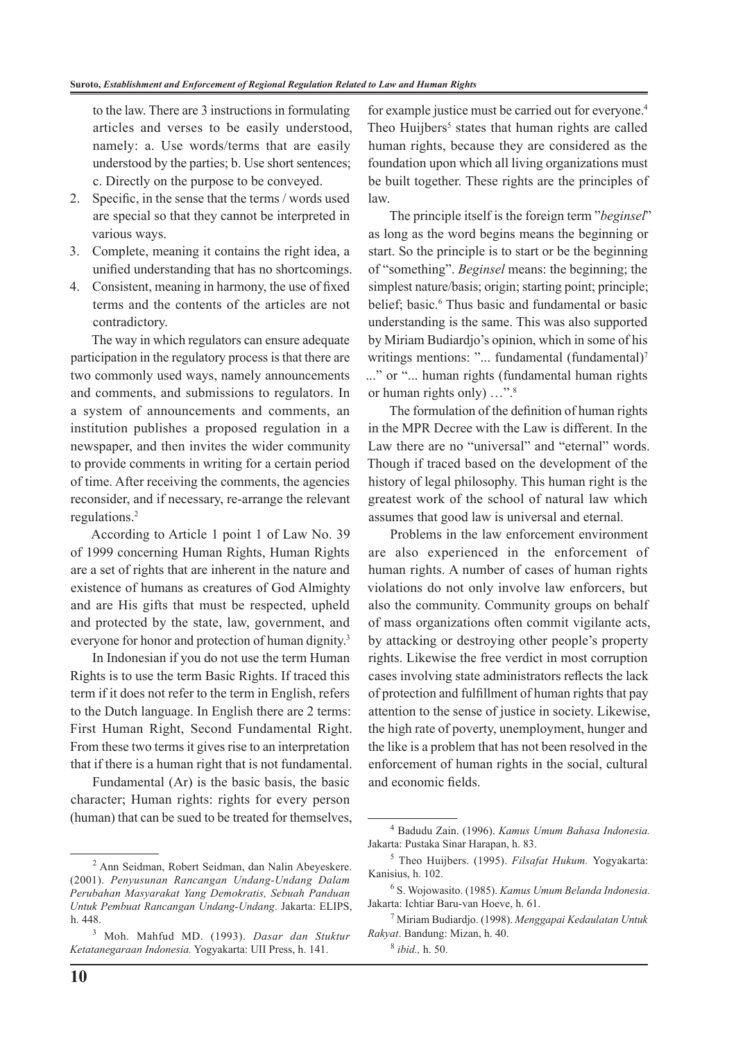to the law. There are 3 instructions in formulating articles and verses to be easily understood, namely: a. Use words/terms that are easily understood by the parties; b. Use short sentences; c. Directly on the purpose to be conveyed.

2. Specific, in the sense that the terms / words used are special so that they cannot be interpreted in various ways.
3. Complete, meaning it contains the right idea, a unified understanding that has no shortcomings.
4. Consistent, meaning in harmony, the use of fixed terms and the contents of the articles are not contradictory.

The way in which regulators can ensure adequate participation in the regulatory process is that there are two commonly used ways, namely announcements and comments, and submissions to regulators. In a system of announcements and comments, an institution publishes a proposed regulation in a newspaper, and then invites the wider community to provide comments in writing for a certain period of time. After receiving the comments, the agencies reconsider, and if necessary, re-arrange the relevant regulations.[2]

According to Article 1 point 1 of Law No. 39 of 1999 concerning Human Rights, Human Rights are a set of rights that are inherent in the nature and existence of humans as creatures of God Almighty and are His gifts that must be respected, upheld and protected by the state, law, government, and everyone for honor and protection of human dignity.[3]

In Indonesian if you do not use the term Human Rights is to use the term Basic Rights. If traced this term if it does not refer to the term in English, refers to the Dutch language. In English there are 2 terms: First Human Right, Second Fundamental Right. From these two terms it gives rise to an interpretation that if there is a human right that is not fundamental.

Fundamental (Ar) is the basic basis, the basic character; Human rights: rights for every person (human) that can be sued to be treated for themselves, for example justice must be carried out for everyone.[4] Theo Huijbers[5] states that human rights are called human rights, because they are considered as the foundation upon which all living organizations must be built together. These rights are the principles of law.

The principle itself is the foreign term "*beginsel*" as long as the word begins means the beginning or start. So the principle is to start or be the beginning of "something". *Beginsel* means: the beginning; the simplest nature/basis; origin; starting point; principle; belief; basic.[6] Thus basic and fundamental or basic understanding is the same. This was also supported by Miriam Budiardjo's opinion, which in some of his writings mentions: "... fundamental (fundamental)[7] ..." or "... human rights (fundamental human rights or human rights only) …".[8]

The formulation of the definition of human rights in the MPR Decree with the Law is different. In the Law there are no "universal" and "eternal" words. Though if traced based on the development of the history of legal philosophy. This human right is the greatest work of the school of natural law which assumes that good law is universal and eternal.

Problems in the law enforcement environment are also experienced in the enforcement of human rights. A number of cases of human rights violations do not only involve law enforcers, but also the community. Community groups on behalf of mass organizations often commit vigilante acts, by attacking or destroying other people's property rights. Likewise the free verdict in most corruption cases involving state administrators reflects the lack of protection and fulfillment of human rights that pay attention to the sense of justice in society. Likewise, the high rate of poverty, unemployment, hunger and the like is a problem that has not been resolved in the enforcement of human rights in the social, cultural and economic fields.

---

[2] Ann Seidman, Robert Seidman, dan Nalin Abeyeskere. (2001). *Penyusunan Rancangan Undang-Undang Dalam Perubahan Masyarakat Yang Demokratis, Sebuah Panduan Untuk Pembuat Rancangan Undang-Undang*. Jakarta: ELIPS, h. 448.

[3] Moh. Mahfud MD. (1993). *Dasar dan Stuktur Ketatanegaraan Indonesia.* Yogyakarta: UII Press, h. 141.

[4] Badudu Zain. (1996). *Kamus Umum Bahasa Indonesia.* Jakarta: Pustaka Sinar Harapan, h. 83.

[5] Theo Huijbers. (1995). *Filsafat Hukum.* Yogyakarta: Kanisius, h. 102.

[6] S. Wojowasito. (1985). *Kamus Umum Belanda Indonesia.* Jakarta: Ichtiar Baru-van Hoeve, h. 61.

[7] Miriam Budiardjo. (1998). *Menggapai Kedaulatan Untuk Rakyat*. Bandung: Mizan, h. 40.

[8] *ibid.,* h. 50.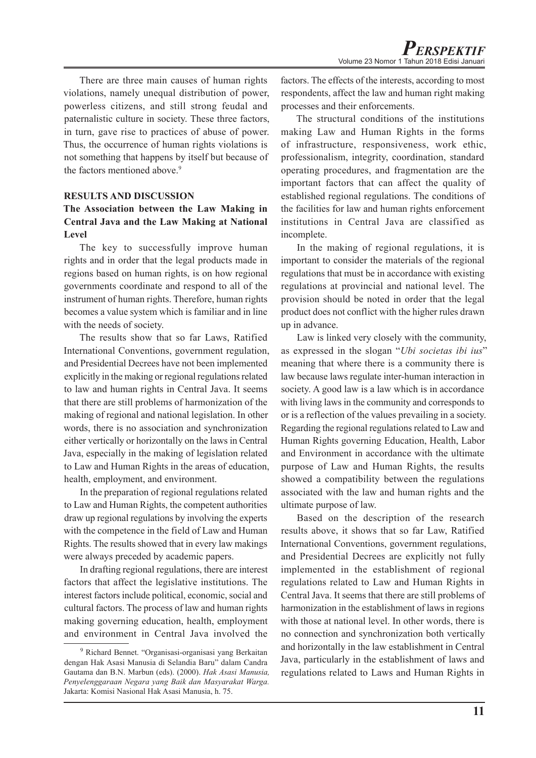There are three main causes of human rights violations, namely unequal distribution of power, powerless citizens, and still strong feudal and paternalistic culture in society. These three factors, in turn, gave rise to practices of abuse of power. Thus, the occurrence of human rights violations is not something that happens by itself but because of the factors mentioned above.[9]

## RESULTS AND DISCUSSION

### The Association between the Law Making in Central Java and the Law Making at National Level

The key to successfully improve human rights and in order that the legal products made in regions based on human rights, is on how regional governments coordinate and respond to all of the instrument of human rights. Therefore, human rights becomes a value system which is familiar and in line with the needs of society.

The results show that so far Laws, Ratified International Conventions, government regulation, and Presidential Decrees have not been implemented explicitly in the making or regional regulations related to law and human rights in Central Java. It seems that there are still problems of harmonization of the making of regional and national legislation. In other words, there is no association and synchronization either vertically or horizontally on the laws in Central Java, especially in the making of legislation related to Law and Human Rights in the areas of education, health, employment, and environment.

In the preparation of regional regulations related to Law and Human Rights, the competent authorities draw up regional regulations by involving the experts with the competence in the field of Law and Human Rights. The results showed that in every law makings were always preceded by academic papers.

In drafting regional regulations, there are interest factors that affect the legislative institutions. The interest factors include political, economic, social and cultural factors. The process of law and human rights making governing education, health, employment and environment in Central Java involved the factors. The effects of the interests, according to most respondents, affect the law and human right making processes and their enforcements.

The structural conditions of the institutions making Law and Human Rights in the forms of infrastructure, responsiveness, work ethic, professionalism, integrity, coordination, standard operating procedures, and fragmentation are the important factors that can affect the quality of established regional regulations. The conditions of the facilities for law and human rights enforcement institutions in Central Java are classified as incomplete.

In the making of regional regulations, it is important to consider the materials of the regional regulations that must be in accordance with existing regulations at provincial and national level. The provision should be noted in order that the legal product does not conflict with the higher rules drawn up in advance.

Law is linked very closely with the community, as expressed in the slogan "*Ubi societas ibi ius*" meaning that where there is a community there is law because laws regulate inter-human interaction in society. A good law is a law which is in accordance with living laws in the community and corresponds to or is a reflection of the values prevailing in a society. Regarding the regional regulations related to Law and Human Rights governing Education, Health, Labor and Environment in accordance with the ultimate purpose of Law and Human Rights, the results showed a compatibility between the regulations associated with the law and human rights and the ultimate purpose of law.

Based on the description of the research results above, it shows that so far Law, Ratified International Conventions, government regulations, and Presidential Decrees are explicitly not fully implemented in the establishment of regional regulations related to Law and Human Rights in Central Java. It seems that there are still problems of harmonization in the establishment of laws in regions with those at national level. In other words, there is no connection and synchronization both vertically and horizontally in the law establishment in Central Java, particularly in the establishment of laws and regulations related to Laws and Human Rights in

---

[9] Richard Bennet. "Organisasi-organisasi yang Berkaitan dengan Hak Asasi Manusia di Selandia Baru" dalam Candra Gautama dan B.N. Marbun (eds). (2000). *Hak Asasi Manusia, Penyelenggaraan Negara yang Baik dan Masyarakat Warga.* Jakarta: Komisi Nasional Hak Asasi Manusia, h. 75.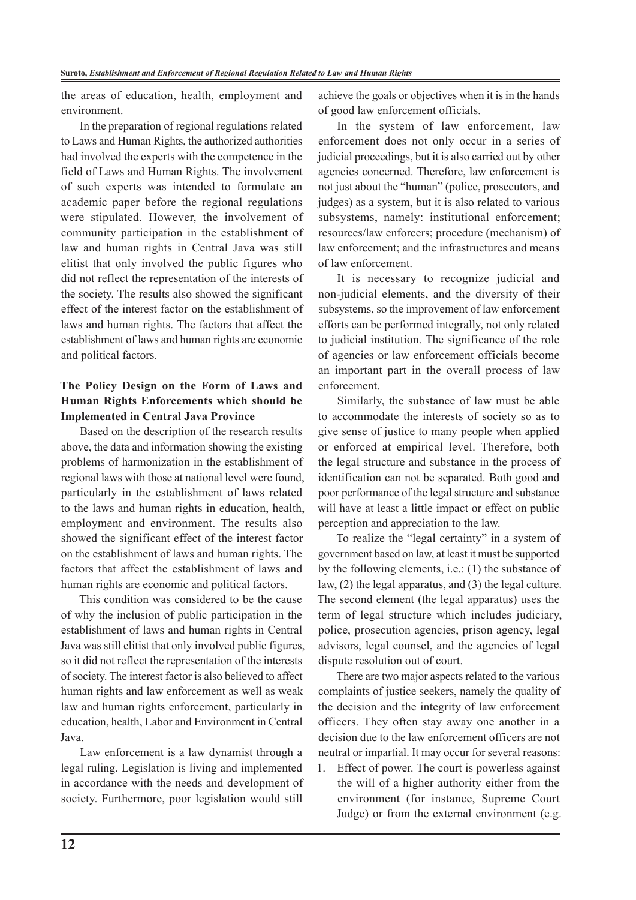the areas of education, health, employment and environment.

In the preparation of regional regulations related to Laws and Human Rights, the authorized authorities had involved the experts with the competence in the field of Laws and Human Rights. The involvement of such experts was intended to formulate an academic paper before the regional regulations were stipulated. However, the involvement of community participation in the establishment of law and human rights in Central Java was still elitist that only involved the public figures who did not reflect the representation of the interests of the society. The results also showed the significant effect of the interest factor on the establishment of laws and human rights. The factors that affect the establishment of laws and human rights are economic and political factors.

### The Policy Design on the Form of Laws and Human Rights Enforcements which should be Implemented in Central Java Province

Based on the description of the research results above, the data and information showing the existing problems of harmonization in the establishment of regional laws with those at national level were found, particularly in the establishment of laws related to the laws and human rights in education, health, employment and environment. The results also showed the significant effect of the interest factor on the establishment of laws and human rights. The factors that affect the establishment of laws and human rights are economic and political factors.

This condition was considered to be the cause of why the inclusion of public participation in the establishment of laws and human rights in Central Java was still elitist that only involved public figures, so it did not reflect the representation of the interests of society. The interest factor is also believed to affect human rights and law enforcement as well as weak law and human rights enforcement, particularly in education, health, Labor and Environment in Central Java.

Law enforcement is a law dynamist through a legal ruling. Legislation is living and implemented in accordance with the needs and development of society. Furthermore, poor legislation would still achieve the goals or objectives when it is in the hands of good law enforcement officials.

In the system of law enforcement, law enforcement does not only occur in a series of judicial proceedings, but it is also carried out by other agencies concerned. Therefore, law enforcement is not just about the "human" (police, prosecutors, and judges) as a system, but it is also related to various subsystems, namely: institutional enforcement; resources/law enforcers; procedure (mechanism) of law enforcement; and the infrastructures and means of law enforcement.

It is necessary to recognize judicial and non-judicial elements, and the diversity of their subsystems, so the improvement of law enforcement efforts can be performed integrally, not only related to judicial institution. The significance of the role of agencies or law enforcement officials become an important part in the overall process of law enforcement.

Similarly, the substance of law must be able to accommodate the interests of society so as to give sense of justice to many people when applied or enforced at empirical level. Therefore, both the legal structure and substance in the process of identification can not be separated. Both good and poor performance of the legal structure and substance will have at least a little impact or effect on public perception and appreciation to the law.

To realize the "legal certainty" in a system of government based on law, at least it must be supported by the following elements, i.e.: (1) the substance of law, (2) the legal apparatus, and (3) the legal culture. The second element (the legal apparatus) uses the term of legal structure which includes judiciary, police, prosecution agencies, prison agency, legal advisors, legal counsel, and the agencies of legal dispute resolution out of court.

There are two major aspects related to the various complaints of justice seekers, namely the quality of the decision and the integrity of law enforcement officers. They often stay away one another in a decision due to the law enforcement officers are not neutral or impartial. It may occur for several reasons:

1. Effect of power. The court is powerless against the will of a higher authority either from the environment (for instance, Supreme Court Judge) or from the external environment (e.g.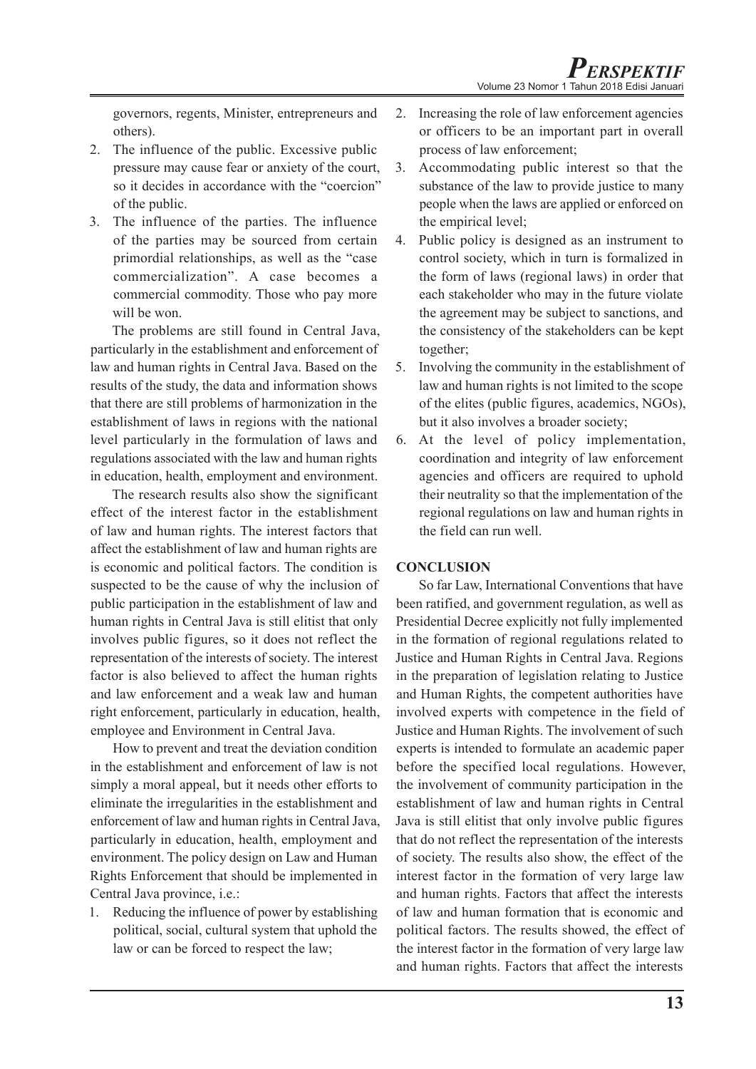governors, regents, Minister, entrepreneurs and others).

2. The influence of the public. Excessive public pressure may cause fear or anxiety of the court, so it decides in accordance with the "coercion" of the public.
3. The influence of the parties. The influence of the parties may be sourced from certain primordial relationships, as well as the "case commercialization". A case becomes a commercial commodity. Those who pay more will be won.

The problems are still found in Central Java, particularly in the establishment and enforcement of law and human rights in Central Java. Based on the results of the study, the data and information shows that there are still problems of harmonization in the establishment of laws in regions with the national level particularly in the formulation of laws and regulations associated with the law and human rights in education, health, employment and environment.

The research results also show the significant effect of the interest factor in the establishment of law and human rights. The interest factors that affect the establishment of law and human rights are is economic and political factors. The condition is suspected to be the cause of why the inclusion of public participation in the establishment of law and human rights in Central Java is still elitist that only involves public figures, so it does not reflect the representation of the interests of society. The interest factor is also believed to affect the human rights and law enforcement and a weak law and human right enforcement, particularly in education, health, employee and Environment in Central Java.

How to prevent and treat the deviation condition in the establishment and enforcement of law is not simply a moral appeal, but it needs other efforts to eliminate the irregularities in the establishment and enforcement of law and human rights in Central Java, particularly in education, health, employment and environment. The policy design on Law and Human Rights Enforcement that should be implemented in Central Java province, i.e.:

1. Reducing the influence of power by establishing political, social, cultural system that uphold the law or can be forced to respect the law;
2. Increasing the role of law enforcement agencies or officers to be an important part in overall process of law enforcement;
3. Accommodating public interest so that the substance of the law to provide justice to many people when the laws are applied or enforced on the empirical level;
4. Public policy is designed as an instrument to control society, which in turn is formalized in the form of laws (regional laws) in order that each stakeholder who may in the future violate the agreement may be subject to sanctions, and the consistency of the stakeholders can be kept together;
5. Involving the community in the establishment of law and human rights is not limited to the scope of the elites (public figures, academics, NGOs), but it also involves a broader society;
6. At the level of policy implementation, coordination and integrity of law enforcement agencies and officers are required to uphold their neutrality so that the implementation of the regional regulations on law and human rights in the field can run well.

## CONCLUSION

So far Law, International Conventions that have been ratified, and government regulation, as well as Presidential Decree explicitly not fully implemented in the formation of regional regulations related to Justice and Human Rights in Central Java. Regions in the preparation of legislation relating to Justice and Human Rights, the competent authorities have involved experts with competence in the field of Justice and Human Rights. The involvement of such experts is intended to formulate an academic paper before the specified local regulations. However, the involvement of community participation in the establishment of law and human rights in Central Java is still elitist that only involve public figures that do not reflect the representation of the interests of society. The results also show, the effect of the interest factor in the formation of very large law and human rights. Factors that affect the interests of law and human formation that is economic and political factors. The results showed, the effect of the interest factor in the formation of very large law and human rights. Factors that affect the interests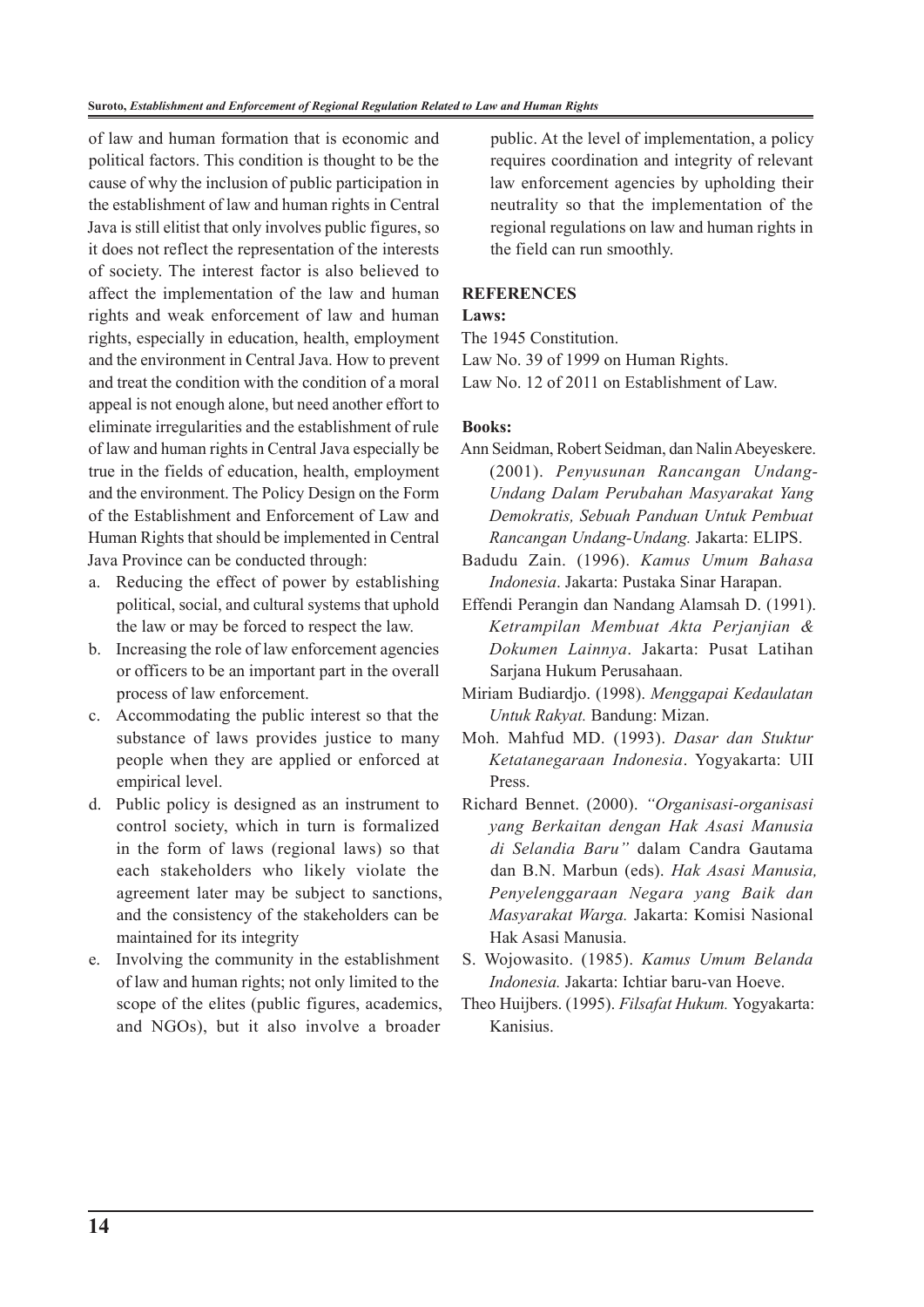of law and human formation that is economic and political factors. This condition is thought to be the cause of why the inclusion of public participation in the establishment of law and human rights in Central Java is still elitist that only involves public figures, so it does not reflect the representation of the interests of society. The interest factor is also believed to affect the implementation of the law and human rights and weak enforcement of law and human rights, especially in education, health, employment and the environment in Central Java. How to prevent and treat the condition with the condition of a moral appeal is not enough alone, but need another effort to eliminate irregularities and the establishment of rule of law and human rights in Central Java especially be true in the fields of education, health, employment and the environment. The Policy Design on the Form of the Establishment and Enforcement of Law and Human Rights that should be implemented in Central Java Province can be conducted through:

a. Reducing the effect of power by establishing political, social, and cultural systems that uphold the law or may be forced to respect the law.
b. Increasing the role of law enforcement agencies or officers to be an important part in the overall process of law enforcement.
c. Accommodating the public interest so that the substance of laws provides justice to many people when they are applied or enforced at empirical level.
d. Public policy is designed as an instrument to control society, which in turn is formalized in the form of laws (regional laws) so that each stakeholders who likely violate the agreement later may be subject to sanctions, and the consistency of the stakeholders can be maintained for its integrity
e. Involving the community in the establishment of law and human rights; not only limited to the scope of the elites (public figures, academics, and NGOs), but it also involve a broader public. At the level of implementation, a policy requires coordination and integrity of relevant law enforcement agencies by upholding their neutrality so that the implementation of the regional regulations on law and human rights in the field can run smoothly.

## REFERENCES

**Laws:**

The 1945 Constitution.

Law No. 39 of 1999 on Human Rights.

Law No. 12 of 2011 on Establishment of Law.

**Books:**

Ann Seidman, Robert Seidman, dan Nalin Abeyeskere. (2001). *Penyusunan Rancangan Undang-Undang Dalam Perubahan Masyarakat Yang Demokratis, Sebuah Panduan Untuk Pembuat Rancangan Undang-Undang.* Jakarta: ELIPS.

Badudu Zain. (1996). *Kamus Umum Bahasa Indonesia*. Jakarta: Pustaka Sinar Harapan.

Effendi Perangin dan Nandang Alamsah D. (1991). *Ketrampilan Membuat Akta Perjanjian & Dokumen Lainnya*. Jakarta: Pusat Latihan Sarjana Hukum Perusahaan.

Miriam Budiardjo. (1998). *Menggapai Kedaulatan Untuk Rakyat.* Bandung: Mizan.

Moh. Mahfud MD. (1993). *Dasar dan Stuktur Ketatanegaraan Indonesia*. Yogyakarta: UII Press.

Richard Bennet. (2000). *"Organisasi-organisasi yang Berkaitan dengan Hak Asasi Manusia di Selandia Baru"* dalam Candra Gautama dan B.N. Marbun (eds). *Hak Asasi Manusia, Penyelenggaraan Negara yang Baik dan Masyarakat Warga.* Jakarta: Komisi Nasional Hak Asasi Manusia.

S. Wojowasito. (1985). *Kamus Umum Belanda Indonesia.* Jakarta: Ichtiar baru-van Hoeve.

Theo Huijbers. (1995). *Filsafat Hukum.* Yogyakarta: Kanisius.